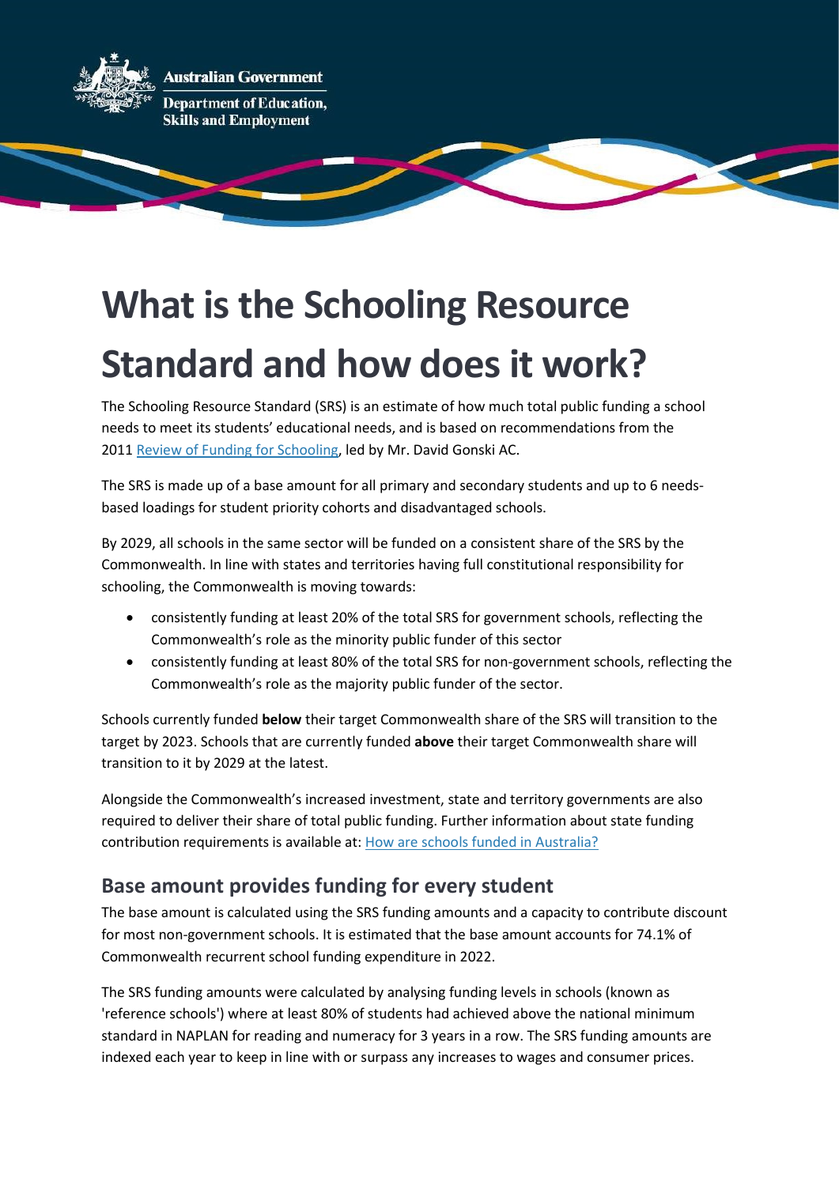Australian Government

Department of Education, Skills and Employment

# What is the Schooling Resource Standard and how does it work?

The Schooling Resource Standard (SRS) is an estimate of how much total public funding a school needs to meet its students' educational needs, and is based on recommendations from the 2011 [Review of Funding for Schooling](), led by Mr. David Gonski AC.

The SRS is made up of a base amount for all primary and secondary students and up to 6 needs-based loadings for student priority cohorts and disadvantaged schools.

By 2029, all schools in the same sector will be funded on a consistent share of the SRS by the Commonwealth. In line with states and territories having full constitutional responsibility for schooling, the Commonwealth is moving towards:

- consistently funding at least 20% of the total SRS for government schools, reflecting the Commonwealth's role as the minority public funder of this sector
- consistently funding at least 80% of the total SRS for non-government schools, reflecting the Commonwealth's role as the majority public funder of the sector.

Schools currently funded **below** their target Commonwealth share of the SRS will transition to the target by 2023. Schools that are currently funded **above** their target Commonwealth share will transition to it by 2029 at the latest.

Alongside the Commonwealth's increased investment, state and territory governments are also required to deliver their share of total public funding. Further information about state funding contribution requirements is available at: [How are schools funded in Australia?]()

## Base amount provides funding for every student

The base amount is calculated using the SRS funding amounts and a capacity to contribute discount for most non-government schools. It is estimated that the base amount accounts for 74.1% of Commonwealth recurrent school funding expenditure in 2022.

The SRS funding amounts were calculated by analysing funding levels in schools (known as 'reference schools') where at least 80% of students had achieved above the national minimum standard in NAPLAN for reading and numeracy for 3 years in a row. The SRS funding amounts are indexed each year to keep in line with or surpass any increases to wages and consumer prices.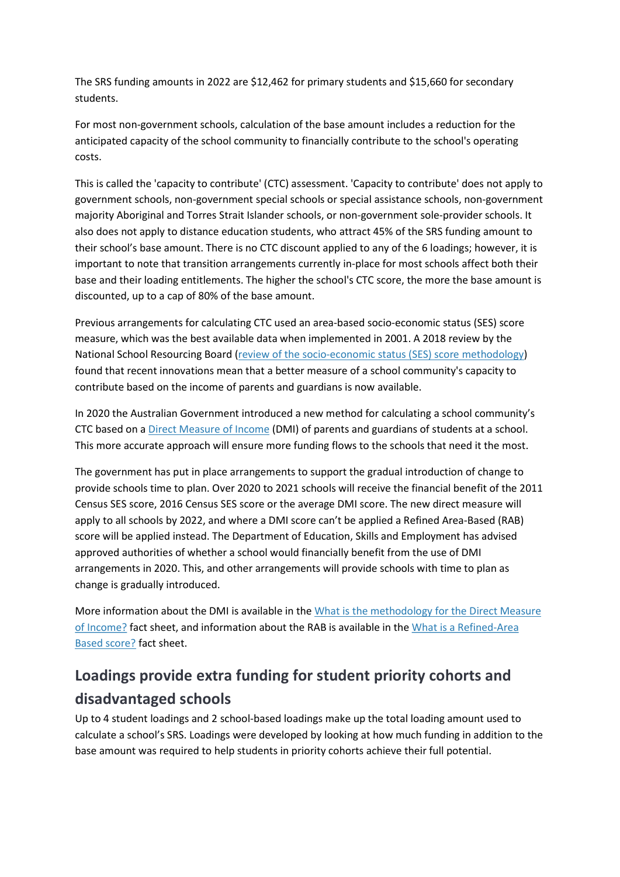The SRS funding amounts in 2022 are $12,462 for primary students and $15,660 for secondary students.

For most non-government schools, calculation of the base amount includes a reduction for the anticipated capacity of the school community to financially contribute to the school's operating costs.

This is called the 'capacity to contribute' (CTC) assessment. 'Capacity to contribute' does not apply to government schools, non-government special schools or special assistance schools, non-government majority Aboriginal and Torres Strait Islander schools, or non-government sole-provider schools. It also does not apply to distance education students, who attract 45% of the SRS funding amount to their school's base amount. There is no CTC discount applied to any of the 6 loadings; however, it is important to note that transition arrangements currently in-place for most schools affect both their base and their loading entitlements. The higher the school's CTC score, the more the base amount is discounted, up to a cap of 80% of the base amount.

Previous arrangements for calculating CTC used an area-based socio-economic status (SES) score measure, which was the best available data when implemented in 2001. A 2018 review by the National School Resourcing Board (review of the socio-economic status (SES) score methodology) found that recent innovations mean that a better measure of a school community's capacity to contribute based on the income of parents and guardians is now available.

In 2020 the Australian Government introduced a new method for calculating a school community's CTC based on a Direct Measure of Income (DMI) of parents and guardians of students at a school. This more accurate approach will ensure more funding flows to the schools that need it the most.

The government has put in place arrangements to support the gradual introduction of change to provide schools time to plan. Over 2020 to 2021 schools will receive the financial benefit of the 2011 Census SES score, 2016 Census SES score or the average DMI score. The new direct measure will apply to all schools by 2022, and where a DMI score can't be applied a Refined Area-Based (RAB) score will be applied instead. The Department of Education, Skills and Employment has advised approved authorities of whether a school would financially benefit from the use of DMI arrangements in 2020. This, and other arrangements will provide schools with time to plan as change is gradually introduced.

More information about the DMI is available in the What is the methodology for the Direct Measure of Income? fact sheet, and information about the RAB is available in the What is a Refined-Area Based score? fact sheet.

## Loadings provide extra funding for student priority cohorts and disadvantaged schools

Up to 4 student loadings and 2 school-based loadings make up the total loading amount used to calculate a school's SRS. Loadings were developed by looking at how much funding in addition to the base amount was required to help students in priority cohorts achieve their full potential.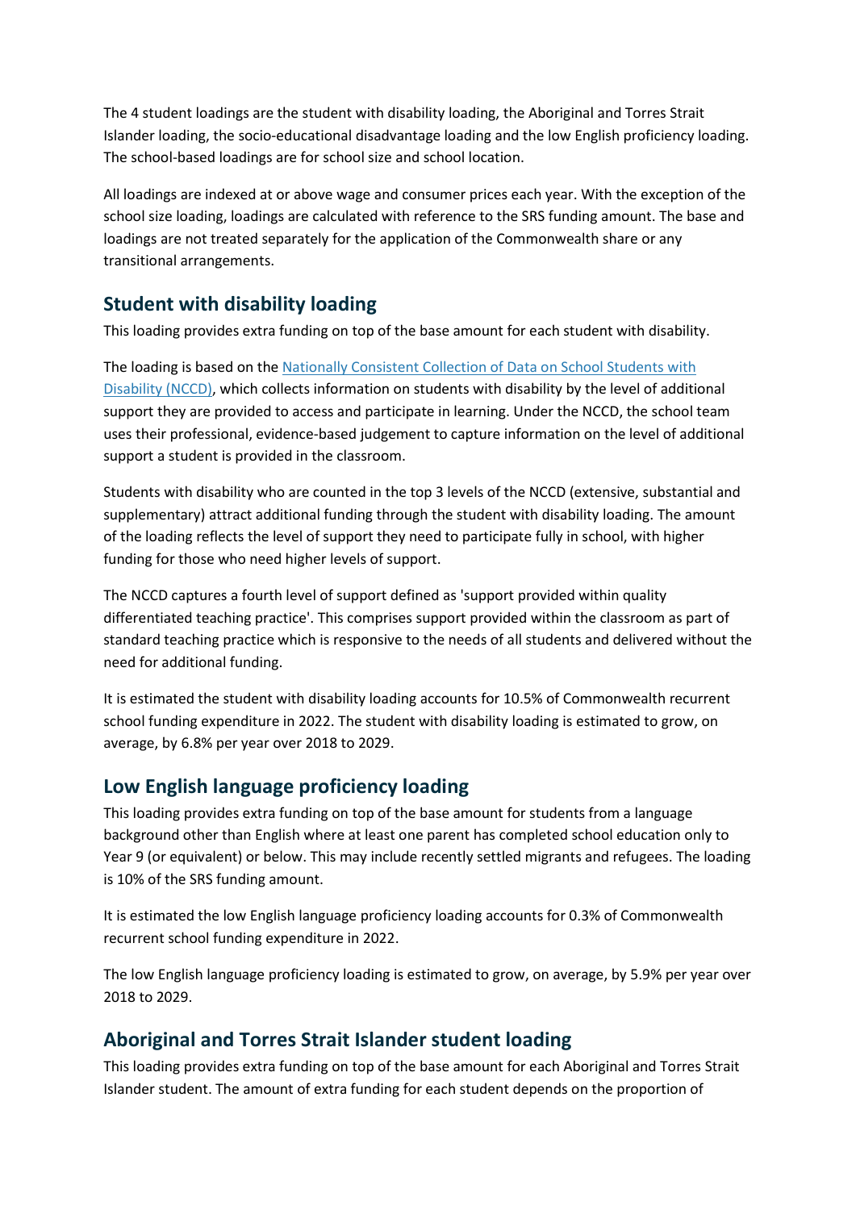The 4 student loadings are the student with disability loading, the Aboriginal and Torres Strait Islander loading, the socio-educational disadvantage loading and the low English proficiency loading. The school-based loadings are for school size and school location.

All loadings are indexed at or above wage and consumer prices each year. With the exception of the school size loading, loadings are calculated with reference to the SRS funding amount. The base and loadings are not treated separately for the application of the Commonwealth share or any transitional arrangements.

## Student with disability loading

This loading provides extra funding on top of the base amount for each student with disability.

The loading is based on the [Nationally Consistent Collection of Data on School Students with Disability (NCCD)](), which collects information on students with disability by the level of additional support they are provided to access and participate in learning. Under the NCCD, the school team uses their professional, evidence-based judgement to capture information on the level of additional support a student is provided in the classroom.

Students with disability who are counted in the top 3 levels of the NCCD (extensive, substantial and supplementary) attract additional funding through the student with disability loading. The amount of the loading reflects the level of support they need to participate fully in school, with higher funding for those who need higher levels of support.

The NCCD captures a fourth level of support defined as 'support provided within quality differentiated teaching practice'. This comprises support provided within the classroom as part of standard teaching practice which is responsive to the needs of all students and delivered without the need for additional funding.

It is estimated the student with disability loading accounts for 10.5% of Commonwealth recurrent school funding expenditure in 2022. The student with disability loading is estimated to grow, on average, by 6.8% per year over 2018 to 2029.

## Low English language proficiency loading

This loading provides extra funding on top of the base amount for students from a language background other than English where at least one parent has completed school education only to Year 9 (or equivalent) or below. This may include recently settled migrants and refugees. The loading is 10% of the SRS funding amount.

It is estimated the low English language proficiency loading accounts for 0.3% of Commonwealth recurrent school funding expenditure in 2022.

The low English language proficiency loading is estimated to grow, on average, by 5.9% per year over 2018 to 2029.

## Aboriginal and Torres Strait Islander student loading

This loading provides extra funding on top of the base amount for each Aboriginal and Torres Strait Islander student. The amount of extra funding for each student depends on the proportion of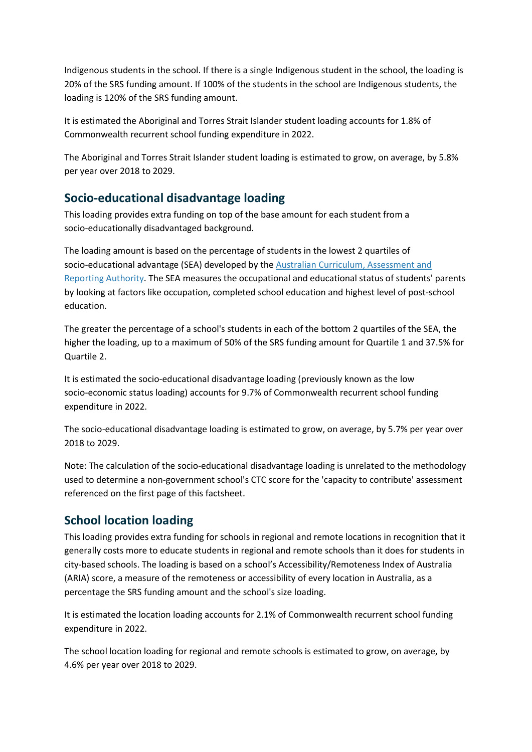Indigenous students in the school. If there is a single Indigenous student in the school, the loading is 20% of the SRS funding amount. If 100% of the students in the school are Indigenous students, the loading is 120% of the SRS funding amount.

It is estimated the Aboriginal and Torres Strait Islander student loading accounts for 1.8% of Commonwealth recurrent school funding expenditure in 2022.

The Aboriginal and Torres Strait Islander student loading is estimated to grow, on average, by 5.8% per year over 2018 to 2029.

## Socio-educational disadvantage loading

This loading provides extra funding on top of the base amount for each student from a socio-educationally disadvantaged background.

The loading amount is based on the percentage of students in the lowest 2 quartiles of socio-educational advantage (SEA) developed by the Australian Curriculum, Assessment and Reporting Authority. The SEA measures the occupational and educational status of students' parents by looking at factors like occupation, completed school education and highest level of post-school education.

The greater the percentage of a school's students in each of the bottom 2 quartiles of the SEA, the higher the loading, up to a maximum of 50% of the SRS funding amount for Quartile 1 and 37.5% for Quartile 2.

It is estimated the socio-educational disadvantage loading (previously known as the low socio-economic status loading) accounts for 9.7% of Commonwealth recurrent school funding expenditure in 2022.

The socio-educational disadvantage loading is estimated to grow, on average, by 5.7% per year over 2018 to 2029.

Note: The calculation of the socio-educational disadvantage loading is unrelated to the methodology used to determine a non-government school's CTC score for the 'capacity to contribute' assessment referenced on the first page of this factsheet.

## School location loading

This loading provides extra funding for schools in regional and remote locations in recognition that it generally costs more to educate students in regional and remote schools than it does for students in city-based schools. The loading is based on a school's Accessibility/Remoteness Index of Australia (ARIA) score, a measure of the remoteness or accessibility of every location in Australia, as a percentage the SRS funding amount and the school's size loading.

It is estimated the location loading accounts for 2.1% of Commonwealth recurrent school funding expenditure in 2022.

The school location loading for regional and remote schools is estimated to grow, on average, by 4.6% per year over 2018 to 2029.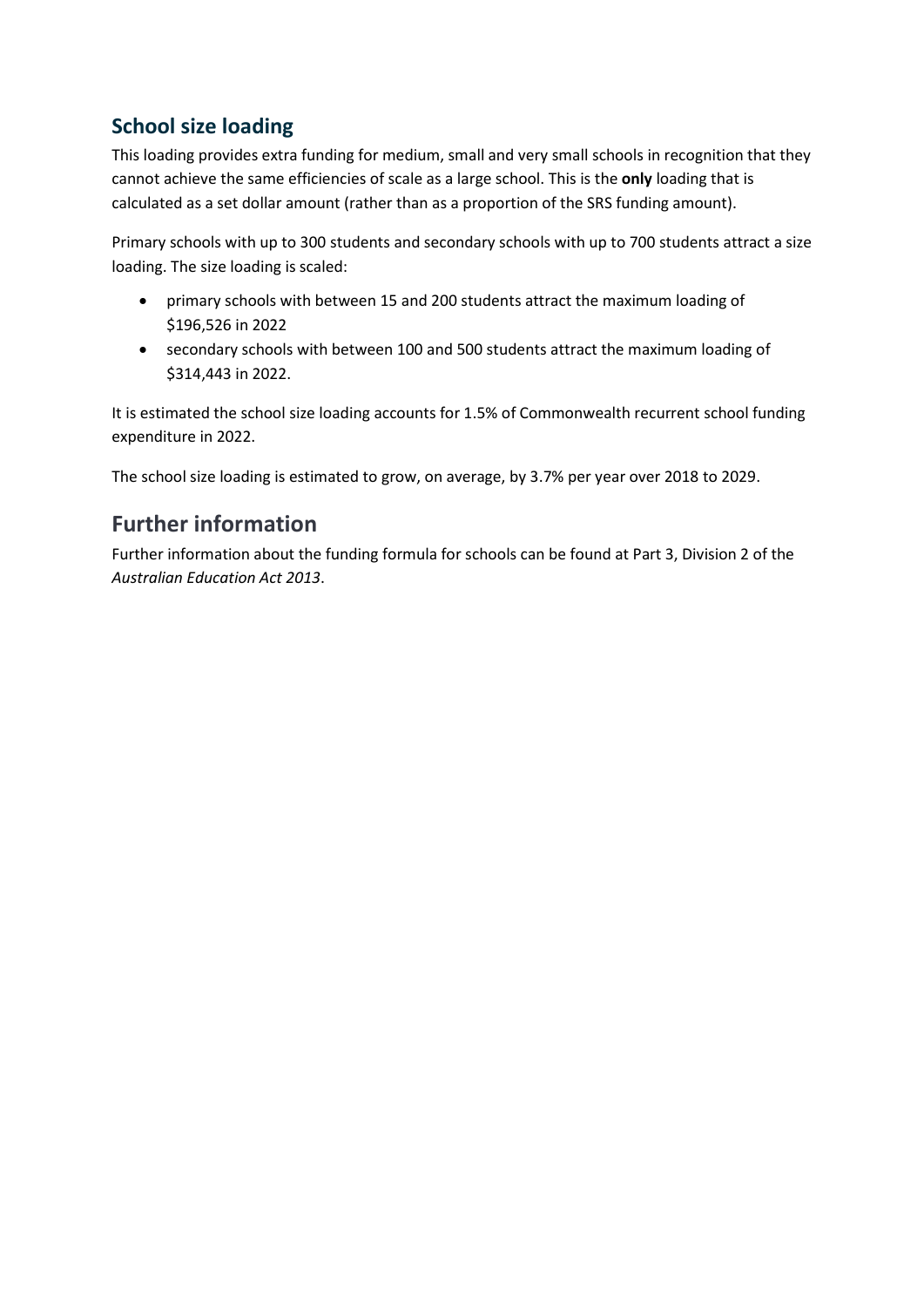## School size loading

This loading provides extra funding for medium, small and very small schools in recognition that they cannot achieve the same efficiencies of scale as a large school. This is the **only** loading that is calculated as a set dollar amount (rather than as a proportion of the SRS funding amount).

Primary schools with up to 300 students and secondary schools with up to 700 students attract a size loading. The size loading is scaled:

- primary schools with between 15 and 200 students attract the maximum loading of $196,526 in 2022
- secondary schools with between 100 and 500 students attract the maximum loading of $314,443 in 2022.

It is estimated the school size loading accounts for 1.5% of Commonwealth recurrent school funding expenditure in 2022.

The school size loading is estimated to grow, on average, by 3.7% per year over 2018 to 2029.

## Further information

Further information about the funding formula for schools can be found at Part 3, Division 2 of the *Australian Education Act 2013*.